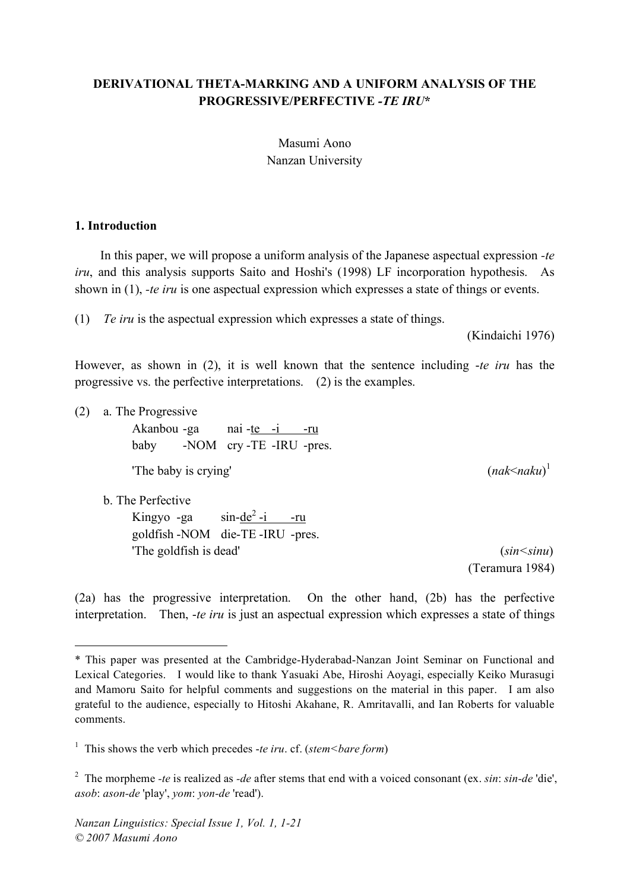# DERIVATIONAL THETA-MARKING AND A UNIFORM ANALYSIS OF THE PROGRESSIVE/PERFECTIVE *-TE IRU**

Masumi Aono
Nanzan University

## 1. Introduction

In this paper, we will propose a uniform analysis of the Japanese aspectual expression *-te iru*, and this analysis supports Saito and Hoshi's (1998) LF incorporation hypothesis. As shown in (1), *-te iru* is one aspectual expression which expresses a state of things or events.

(1) *Te iru* is the aspectual expression which expresses a state of things.

(Kindaichi 1976)

However, as shown in (2), it is well known that the sentence including *-te iru* has the progressive vs. the perfective interpretations. (2) is the examples.

(2) a. The Progressive

Akanbou -ga nai -te -i -ru
baby -NOM cry -TE -IRU -pres.
'The baby is crying' (*nak*<*naku*)[1]

b. The Perfective

Kingyo -ga sin-de[2] -i -ru
goldfish -NOM die-TE -IRU -pres.
'The goldfish is dead' (*sin*<*sinu*)

(Teramura 1984)

(2a) has the progressive interpretation. On the other hand, (2b) has the perfective interpretation. Then, *-te iru* is just an aspectual expression which expresses a state of things

---

\* This paper was presented at the Cambridge-Hyderabad-Nanzan Joint Seminar on Functional and Lexical Categories. I would like to thank Yasuaki Abe, Hiroshi Aoyagi, especially Keiko Murasugi and Mamoru Saito for helpful comments and suggestions on the material in this paper. I am also grateful to the audience, especially to Hitoshi Akahane, R. Amritavalli, and Ian Roberts for valuable comments.

[1] This shows the verb which precedes *-te iru*. cf. (*stem*<*bare form*)

[2] The morpheme *-te* is realized as *-de* after stems that end with a voiced consonant (ex. *sin*: *sin-de* 'die', *asob*: *ason-de* 'play', *yom*: *yon-de* 'read').

*© 2007 Masumi Aono*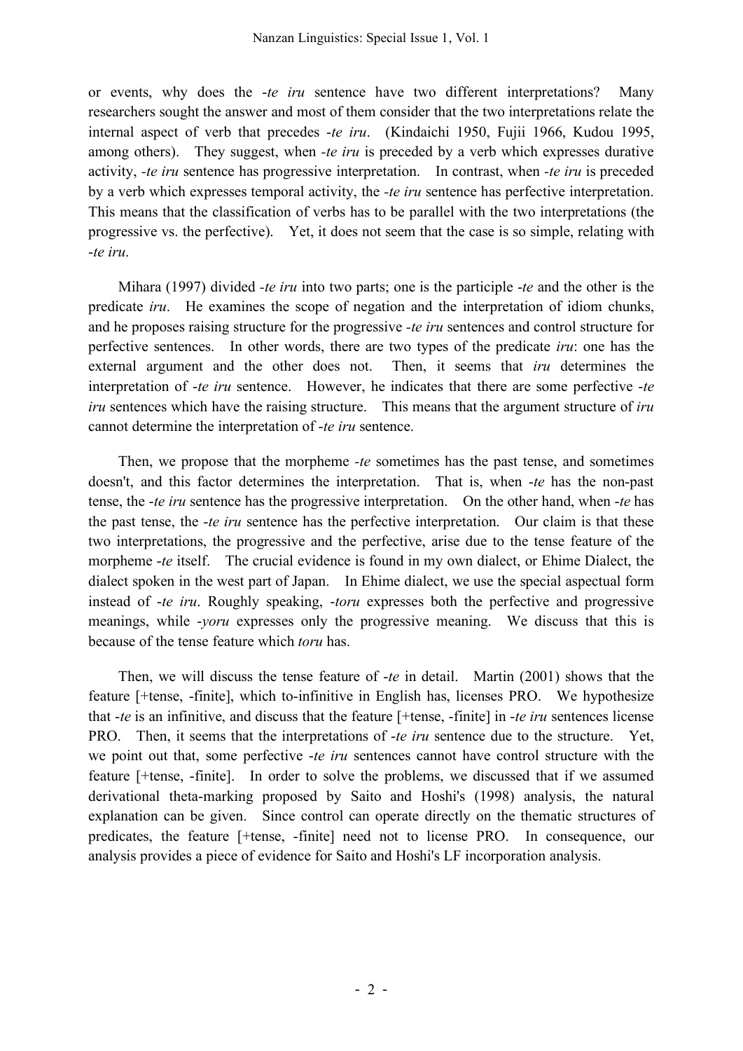or events, why does the *-te iru* sentence have two different interpretations? Many researchers sought the answer and most of them consider that the two interpretations relate the internal aspect of verb that precedes *-te iru*. (Kindaichi 1950, Fujii 1966, Kudou 1995, among others). They suggest, when *-te iru* is preceded by a verb which expresses durative activity, *-te iru* sentence has progressive interpretation. In contrast, when *-te iru* is preceded by a verb which expresses temporal activity, the *-te iru* sentence has perfective interpretation. This means that the classification of verbs has to be parallel with the two interpretations (the progressive vs. the perfective). Yet, it does not seem that the case is so simple, relating with *-te iru*.

Mihara (1997) divided *-te iru* into two parts; one is the participle *-te* and the other is the predicate *iru*. He examines the scope of negation and the interpretation of idiom chunks, and he proposes raising structure for the progressive *-te iru* sentences and control structure for perfective sentences. In other words, there are two types of the predicate *iru*: one has the external argument and the other does not. Then, it seems that *iru* determines the interpretation of *-te iru* sentence. However, he indicates that there are some perfective *-te iru* sentences which have the raising structure. This means that the argument structure of *iru* cannot determine the interpretation of *-te iru* sentence.

Then, we propose that the morpheme *-te* sometimes has the past tense, and sometimes doesn't, and this factor determines the interpretation. That is, when *-te* has the non-past tense, the *-te iru* sentence has the progressive interpretation. On the other hand, when *-te* has the past tense, the *-te iru* sentence has the perfective interpretation. Our claim is that these two interpretations, the progressive and the perfective, arise due to the tense feature of the morpheme *-te* itself. The crucial evidence is found in my own dialect, or Ehime Dialect, the dialect spoken in the west part of Japan. In Ehime dialect, we use the special aspectual form instead of *-te iru*. Roughly speaking, *-toru* expresses both the perfective and progressive meanings, while *-yoru* expresses only the progressive meaning. We discuss that this is because of the tense feature which *toru* has.

Then, we will discuss the tense feature of *-te* in detail. Martin (2001) shows that the feature [+tense, -finite], which to-infinitive in English has, licenses PRO. We hypothesize that *-te* is an infinitive, and discuss that the feature [+tense, -finite] in *-te iru* sentences license PRO. Then, it seems that the interpretations of *-te iru* sentence due to the structure. Yet, we point out that, some perfective *-te iru* sentences cannot have control structure with the feature [+tense, -finite]. In order to solve the problems, we discussed that if we assumed derivational theta-marking proposed by Saito and Hoshi's (1998) analysis, the natural explanation can be given. Since control can operate directly on the thematic structures of predicates, the feature [+tense, -finite] need not to license PRO. In consequence, our analysis provides a piece of evidence for Saito and Hoshi's LF incorporation analysis.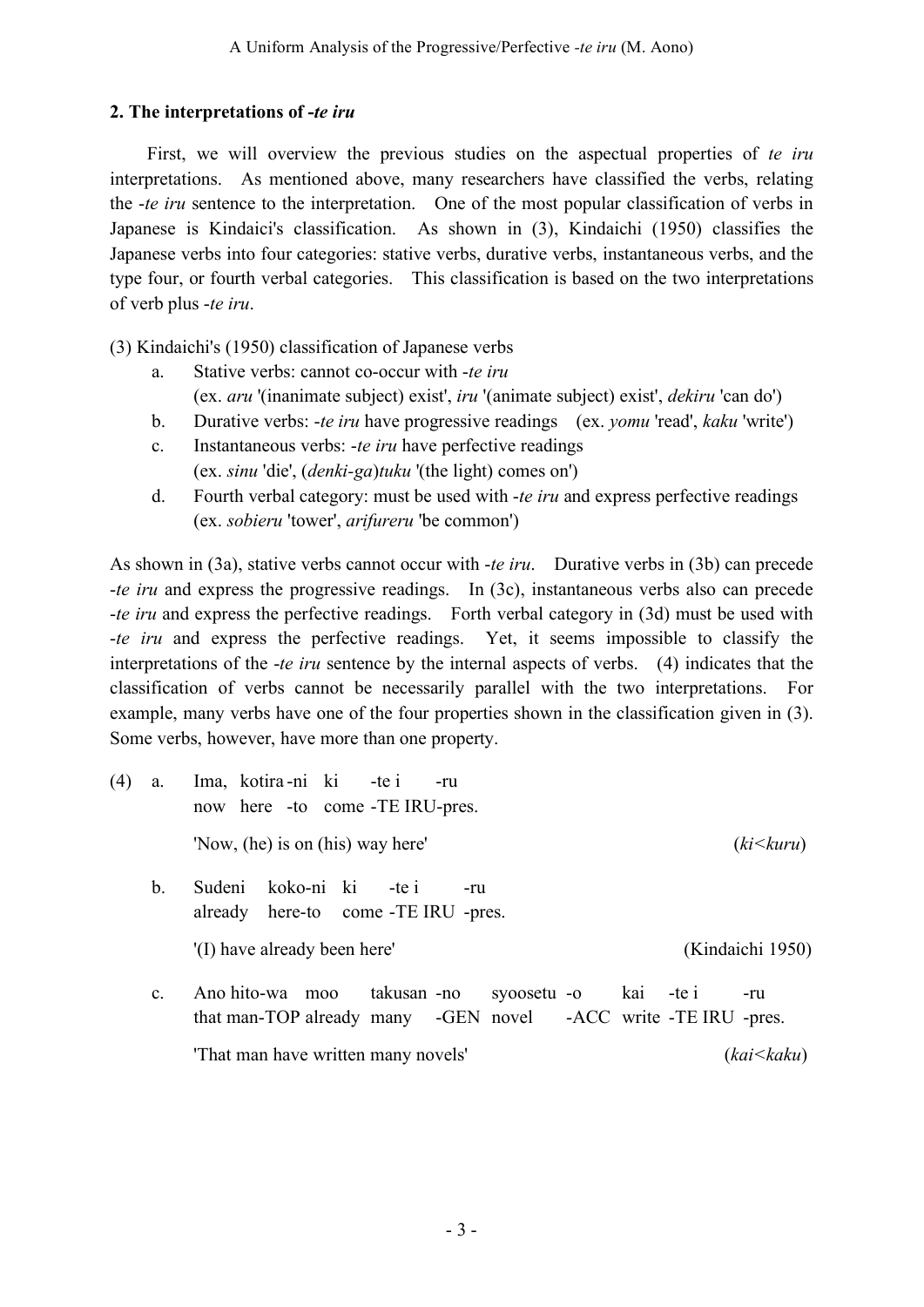## 2. The interpretations of *-te iru*

First, we will overview the previous studies on the aspectual properties of *te iru* interpretations. As mentioned above, many researchers have classified the verbs, relating the *-te iru* sentence to the interpretation. One of the most popular classification of verbs in Japanese is Kindaici's classification. As shown in (3), Kindaichi (1950) classifies the Japanese verbs into four categories: stative verbs, durative verbs, instantaneous verbs, and the type four, or fourth verbal categories. This classification is based on the two interpretations of verb plus *-te iru*.

(3) Kindaichi's (1950) classification of Japanese verbs

a. Stative verbs: cannot co-occur with *-te iru*
   (ex. *aru* '(inanimate subject) exist', *iru* '(animate subject) exist', *dekiru* 'can do')

b. Durative verbs: *-te iru* have progressive readings (ex. *yomu* 'read', *kaku* 'write')

c. Instantaneous verbs: *-te iru* have perfective readings
   (ex. *sinu* 'die', (*denki-ga*)*tuku* '(the light) comes on')

d. Fourth verbal category: must be used with *-te iru* and express perfective readings
   (ex. *sobieru* 'tower', *arifureru* 'be common')

As shown in (3a), stative verbs cannot occur with *-te iru*. Durative verbs in (3b) can precede *-te iru* and express the progressive readings. In (3c), instantaneous verbs also can precede *-te iru* and express the perfective readings. Forth verbal category in (3d) must be used with *-te iru* and express the perfective readings. Yet, it seems impossible to classify the interpretations of the *-te iru* sentence by the internal aspects of verbs. (4) indicates that the classification of verbs cannot be necessarily parallel with the two interpretations. For example, many verbs have one of the four properties shown in the classification given in (3). Some verbs, however, have more than one property.

(4) a. Ima, kotira-ni ki -te i -ru
   now here -to come -TE IRU-pres.
   'Now, (he) is on (his) way here' (*ki<kuru*)

b. Sudeni koko-ni ki -te i -ru
   already here-to come -TE IRU -pres.
   '(I) have already been here' (Kindaichi 1950)

c. Ano hito-wa moo takusan -no syoosetu -o kai -te i -ru
   that man-TOP already many -GEN novel -ACC write -TE IRU -pres.
   'That man have written many novels' (*kai<kaku*)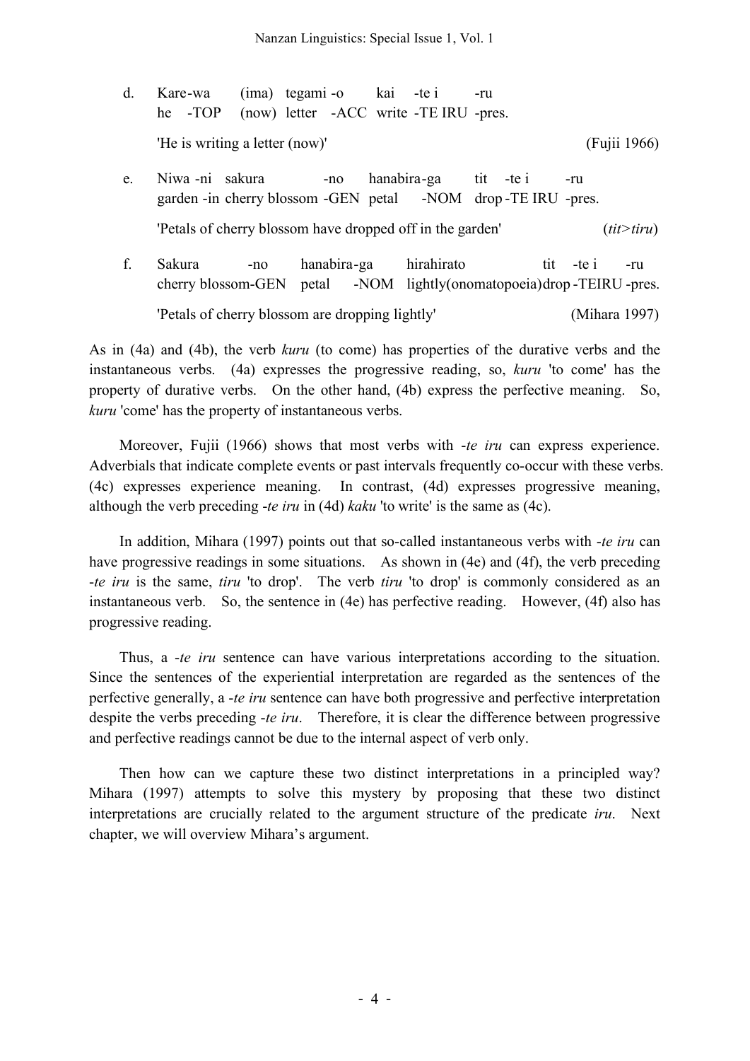d. Kare-wa (ima) tegami -o kai -te i -ru
he -TOP (now) letter -ACC write -TE IRU -pres.

'He is writing a letter (now)' (Fujii 1966)

e. Niwa -ni sakura -no hanabira-ga tit -te i -ru
garden -in cherry blossom -GEN petal -NOM drop -TE IRU -pres.

'Petals of cherry blossom have dropped off in the garden' (*tit>tiru*)

f. Sakura -no hanabira-ga hirahirato tit -te i -ru
cherry blossom-GEN petal -NOM lightly(onomatopoeia)drop -TEIRU -pres.

'Petals of cherry blossom are dropping lightly' (Mihara 1997)

As in (4a) and (4b), the verb *kuru* (to come) has properties of the durative verbs and the instantaneous verbs. (4a) expresses the progressive reading, so, *kuru* 'to come' has the property of durative verbs. On the other hand, (4b) express the perfective meaning. So, *kuru* 'come' has the property of instantaneous verbs.

Moreover, Fujii (1966) shows that most verbs with *-te iru* can express experience. Adverbials that indicate complete events or past intervals frequently co-occur with these verbs. (4c) expresses experience meaning. In contrast, (4d) expresses progressive meaning, although the verb preceding *-te iru* in (4d) *kaku* 'to write' is the same as (4c).

In addition, Mihara (1997) points out that so-called instantaneous verbs with *-te iru* can have progressive readings in some situations. As shown in (4e) and (4f), the verb preceding *-te iru* is the same, *tiru* 'to drop'. The verb *tiru* 'to drop' is commonly considered as an instantaneous verb. So, the sentence in (4e) has perfective reading. However, (4f) also has progressive reading.

Thus, a *-te iru* sentence can have various interpretations according to the situation. Since the sentences of the experiential interpretation are regarded as the sentences of the perfective generally, a *-te iru* sentence can have both progressive and perfective interpretation despite the verbs preceding *-te iru*. Therefore, it is clear the difference between progressive and perfective readings cannot be due to the internal aspect of verb only.

Then how can we capture these two distinct interpretations in a principled way? Mihara (1997) attempts to solve this mystery by proposing that these two distinct interpretations are crucially related to the argument structure of the predicate *iru*. Next chapter, we will overview Mihara's argument.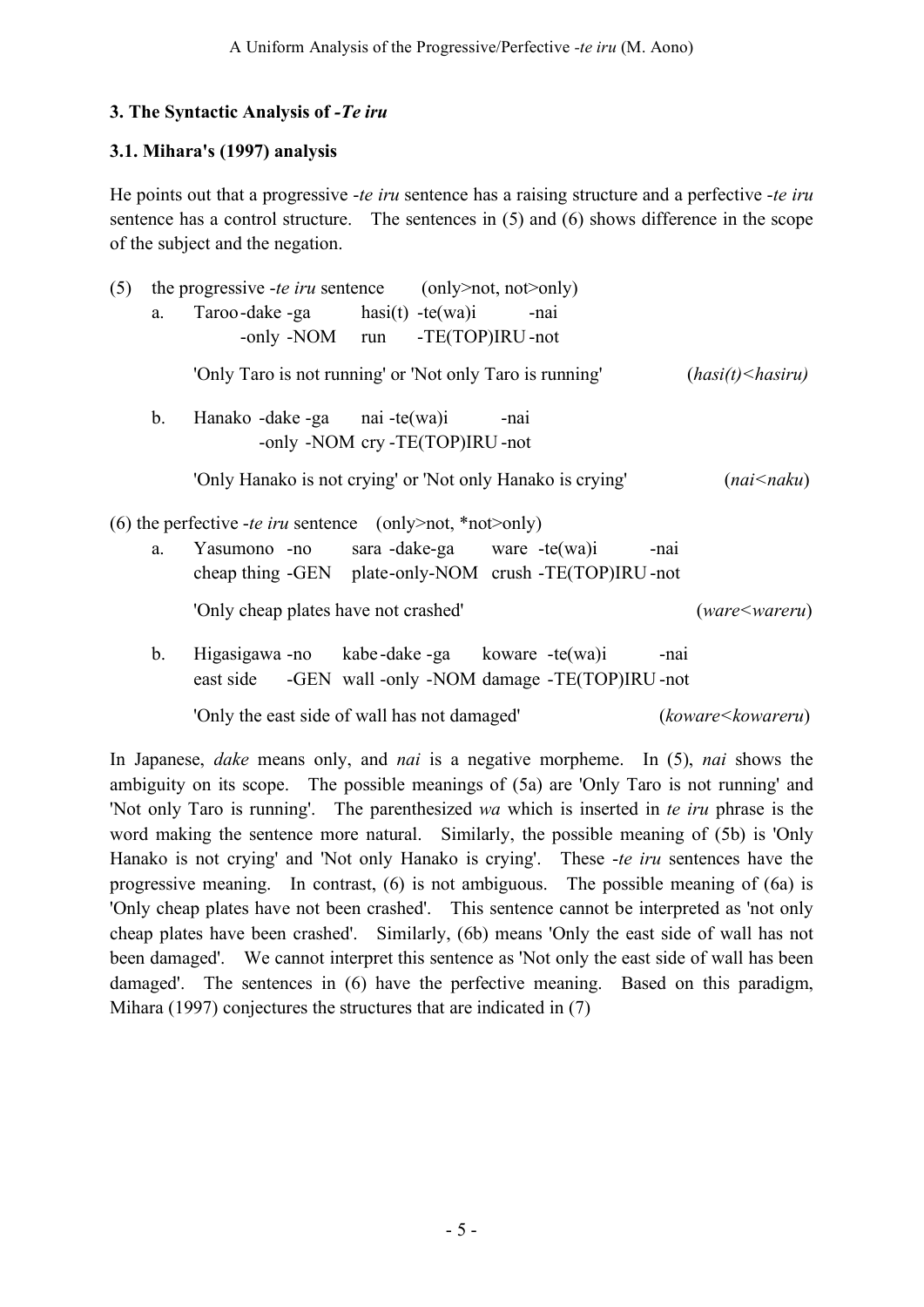### 3. The Syntactic Analysis of *-Te iru*

#### 3.1. Mihara's (1997) analysis

He points out that a progressive *-te iru* sentence has a raising structure and a perfective *-te iru* sentence has a control structure. The sentences in (5) and (6) shows difference in the scope of the subject and the negation.

(5) the progressive *-te iru* sentence (only>not, not>only)

a. Taroo-dake -ga hasi(t) -te(wa)i -nai
   -only -NOM run -TE(TOP)IRU -not

   'Only Taro is not running' or 'Not only Taro is running' (*hasi(t)<hasiru)*

b. Hanako -dake -ga nai -te(wa)i -nai
   -only -NOM cry -TE(TOP)IRU -not

   'Only Hanako is not crying' or 'Not only Hanako is crying' (*nai<naku*)

(6) the perfective *-te iru* sentence (only>not, *not>only)

a. Yasumono -no sara -dake-ga ware -te(wa)i -nai
   cheap thing -GEN plate-only-NOM crush -TE(TOP)IRU -not

   'Only cheap plates have not crashed' (*ware<wareru*)

b. Higasigawa -no kabe-dake -ga koware -te(wa)i -nai
   east side -GEN wall -only -NOM damage -TE(TOP)IRU -not

   'Only the east side of wall has not damaged' (*koware<kowareru*)

In Japanese, *dake* means only, and *nai* is a negative morpheme. In (5), *nai* shows the ambiguity on its scope. The possible meanings of (5a) are 'Only Taro is not running' and 'Not only Taro is running'. The parenthesized *wa* which is inserted in *te iru* phrase is the word making the sentence more natural. Similarly, the possible meaning of (5b) is 'Only Hanako is not crying' and 'Not only Hanako is crying'. These *-te iru* sentences have the progressive meaning. In contrast, (6) is not ambiguous. The possible meaning of (6a) is 'Only cheap plates have not been crashed'. This sentence cannot be interpreted as 'not only cheap plates have been crashed'. Similarly, (6b) means 'Only the east side of wall has not been damaged'. We cannot interpret this sentence as 'Not only the east side of wall has been damaged'. The sentences in (6) have the perfective meaning. Based on this paradigm, Mihara (1997) conjectures the structures that are indicated in (7)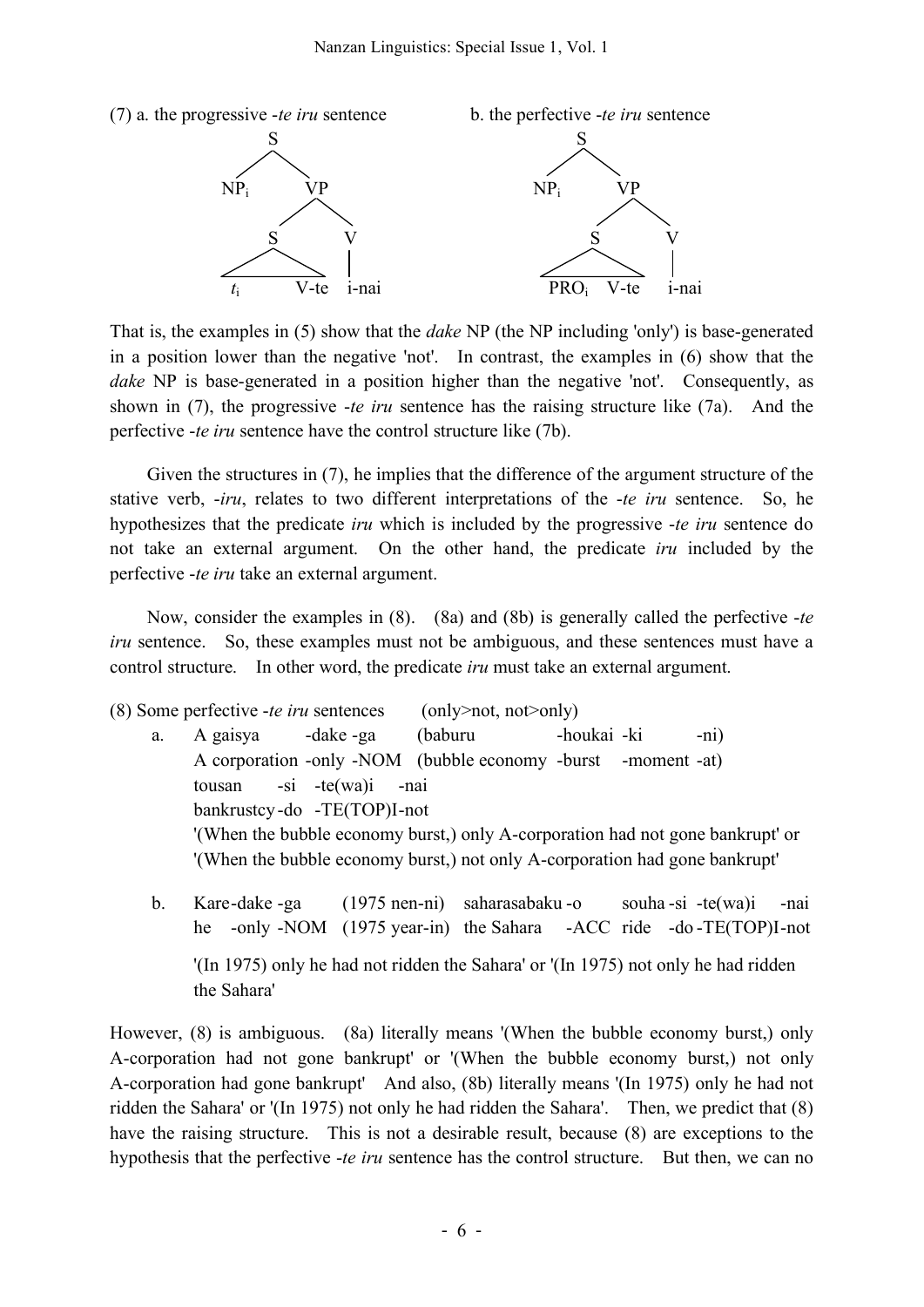(7) a. the progressive *-te iru* sentence b. the perfective *-te iru* sentence

```
a.        S                          b.        S
        /   \                                /   \
     NP_i    VP                           NP_i    VP
            /  \                                 /  \
           S    V                               S    V
          / \   |                              / \   |
        t_i V-te i-nai                     PRO_i V-te i-nai
```

That is, the examples in (5) show that the *dake* NP (the NP including 'only') is base-generated in a position lower than the negative 'not'. In contrast, the examples in (6) show that the *dake* NP is base-generated in a position higher than the negative 'not'. Consequently, as shown in (7), the progressive *-te iru* sentence has the raising structure like (7a). And the perfective *-te iru* sentence have the control structure like (7b).

Given the structures in (7), he implies that the difference of the argument structure of the stative verb, *-iru*, relates to two different interpretations of the *-te iru* sentence. So, he hypothesizes that the predicate *iru* which is included by the progressive *-te iru* sentence do not take an external argument. On the other hand, the predicate *iru* included by the perfective *-te iru* take an external argument.

Now, consider the examples in (8). (8a) and (8b) is generally called the perfective *-te iru* sentence. So, these examples must not be ambiguous, and these sentences must have a control structure. In other word, the predicate *iru* must take an external argument.

(8) Some perfective *-te iru* sentences (only>not, not>only)

a. A gaisya -dake -ga (baburu -houkai -ki -ni)
A corporation -only -NOM (bubble economy -burst -moment -at)
tousan -si -te(wa)i -nai
bankrustcy-do -TE(TOP)I-not
'(When the bubble economy burst,) only A-corporation had not gone bankrupt' or
'(When the bubble economy burst,) not only A-corporation had gone bankrupt'

b. Kare-dake -ga (1975 nen-ni) saharasabaku -o souha -si -te(wa)i -nai
he -only -NOM (1975 year-in) the Sahara -ACC ride -do -TE(TOP)I-not
'(In 1975) only he had not ridden the Sahara' or '(In 1975) not only he had ridden the Sahara'

However, (8) is ambiguous. (8a) literally means '(When the bubble economy burst,) only A-corporation had not gone bankrupt' or '(When the bubble economy burst,) not only A-corporation had gone bankrupt' And also, (8b) literally means '(In 1975) only he had not ridden the Sahara' or '(In 1975) not only he had ridden the Sahara'. Then, we predict that (8) have the raising structure. This is not a desirable result, because (8) are exceptions to the hypothesis that the perfective *-te iru* sentence has the control structure. But then, we can no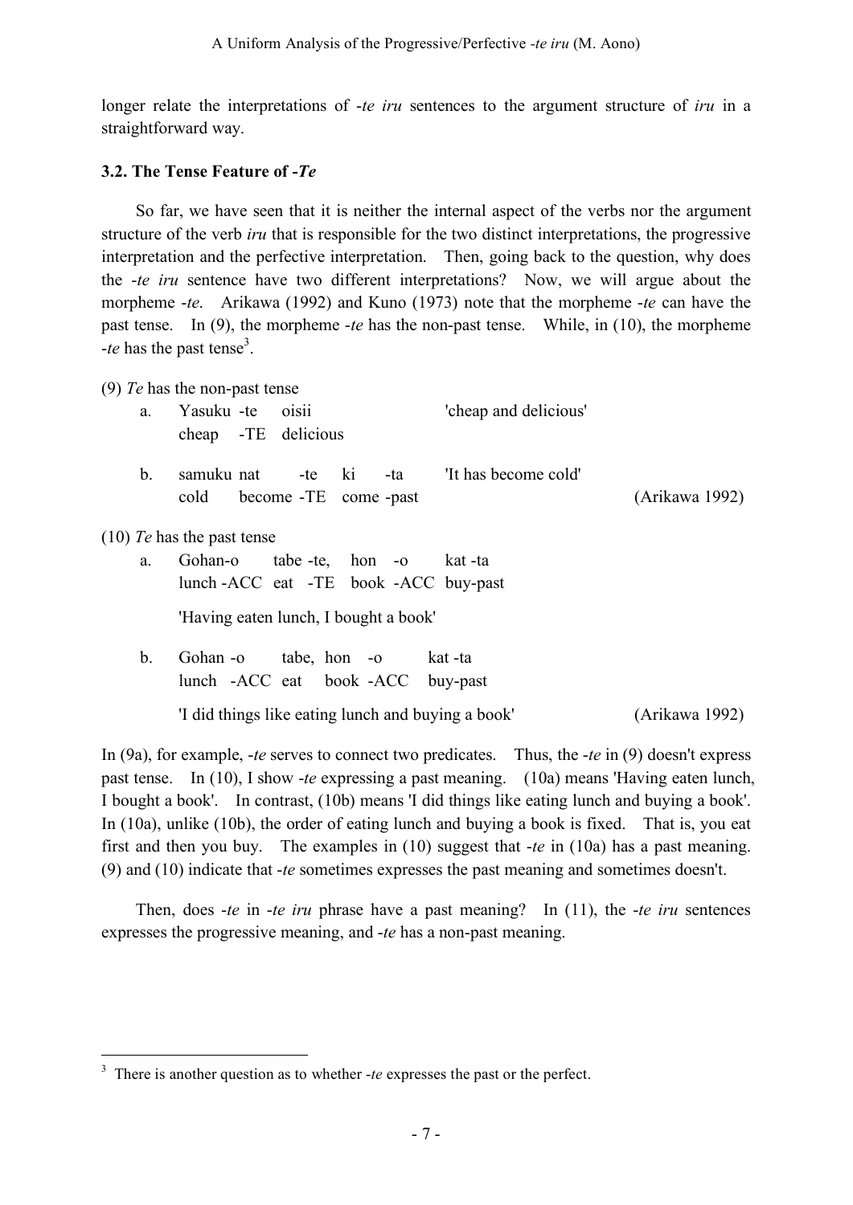longer relate the interpretations of *-te iru* sentences to the argument structure of *iru* in a straightforward way.

### 3.2. The Tense Feature of *-Te*

So far, we have seen that it is neither the internal aspect of the verbs nor the argument structure of the verb *iru* that is responsible for the two distinct interpretations, the progressive interpretation and the perfective interpretation. Then, going back to the question, why does the *-te iru* sentence have two different interpretations? Now, we will argue about the morpheme *-te*. Arikawa (1992) and Kuno (1973) note that the morpheme *-te* can have the past tense. In (9), the morpheme *-te* has the non-past tense. While, in (10), the morpheme *-te* has the past tense[3].

(9) *Te* has the non-past tense

a. Yasuku -te oisii  'cheap and delicious'
   cheap -TE delicious

b. samuku nat -te ki -ta  'It has become cold'
   cold become -TE come -past  (Arikawa 1992)

(10) *Te* has the past tense

a. Gohan-o tabe -te, hon -o kat -ta
   lunch -ACC eat -TE book -ACC buy-past

   'Having eaten lunch, I bought a book'

b. Gohan -o tabe, hon -o kat -ta
   lunch -ACC eat book -ACC buy-past

   'I did things like eating lunch and buying a book'  (Arikawa 1992)

In (9a), for example, *-te* serves to connect two predicates. Thus, the *-te* in (9) doesn't express past tense. In (10), I show *-te* expressing a past meaning. (10a) means 'Having eaten lunch, I bought a book'. In contrast, (10b) means 'I did things like eating lunch and buying a book'. In (10a), unlike (10b), the order of eating lunch and buying a book is fixed. That is, you eat first and then you buy. The examples in (10) suggest that *-te* in (10a) has a past meaning. (9) and (10) indicate that *-te* sometimes expresses the past meaning and sometimes doesn't.

Then, does *-te* in *-te iru* phrase have a past meaning? In (11), the *-te iru* sentences expresses the progressive meaning, and *-te* has a non-past meaning.

[3] There is another question as to whether *-te* expresses the past or the perfect.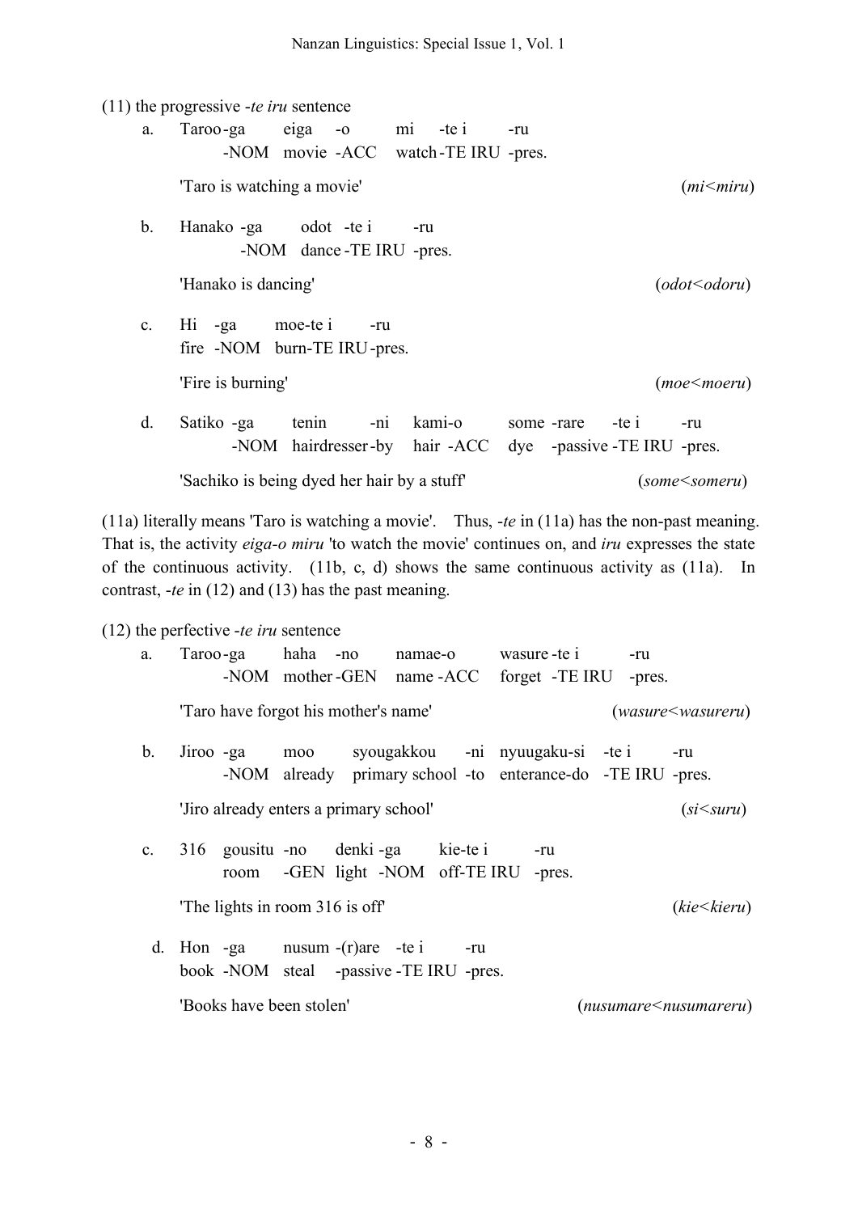(11) the progressive *-te iru* sentence

a. Taroo-ga eiga -o mi -te i -ru
   -NOM movie -ACC watch-TE IRU -pres.

   'Taro is watching a movie' (*mi<miru*)

b. Hanako -ga odot -te i -ru
   -NOM dance-TE IRU -pres.

   'Hanako is dancing' (*odot<odoru*)

c. Hi -ga moe-te i -ru
   fire -NOM burn-TE IRU-pres.

   'Fire is burning' (*moe<moeru*)

d. Satiko -ga tenin -ni kami-o some -rare -te i -ru
   -NOM hairdresser-by hair -ACC dye -passive -TE IRU -pres.

   'Sachiko is being dyed her hair by a stuff' (*some<someru*)

(11a) literally means 'Taro is watching a movie'. Thus, *-te* in (11a) has the non-past meaning. That is, the activity *eiga-o miru* 'to watch the movie' continues on, and *iru* expresses the state of the continuous activity. (11b, c, d) shows the same continuous activity as (11a). In contrast, *-te* in (12) and (13) has the past meaning.

(12) the perfective *-te iru* sentence

a. Taroo-ga haha -no namae-o wasure-te i -ru
   -NOM mother-GEN name -ACC forget -TE IRU -pres.

   'Taro have forgot his mother's name' (*wasure<wasureru*)

b. Jiroo -ga moo syougakkou -ni nyuugaku-si -te i -ru
   -NOM already primary school -to enterance-do -TE IRU -pres.

   'Jiro already enters a primary school' (*si<suru*)

c. 316 gousitu -no denki -ga kie-te i -ru
   room -GEN light -NOM off-TE IRU -pres.

   'The lights in room 316 is off' (*kie<kieru*)

d. Hon -ga nusum -(r)are -te i -ru
   book -NOM steal -passive -TE IRU -pres.

   'Books have been stolen' (*nusumare<nusumareru*)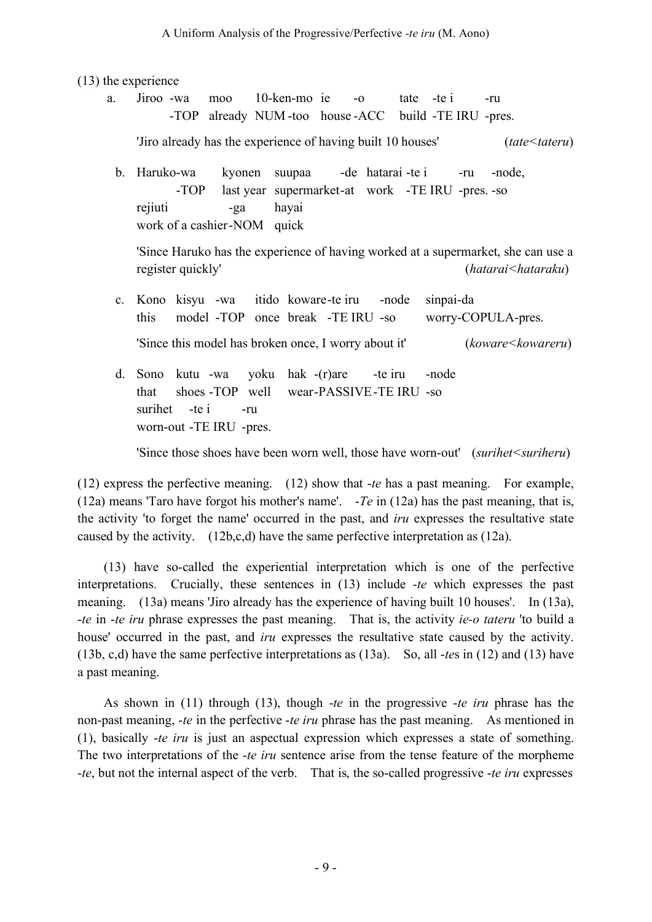(13) the experience

a. Jiroo -wa moo 10-ken-mo ie -o tate -te i -ru
   -TOP already NUM-too house-ACC build -TE IRU -pres.

   'Jiro already has the experience of having built 10 houses' (*tate<tateru*)

b. Haruko-wa kyonen suupaa -de hatarai -te i -ru -node,
   -TOP last year supermarket-at work -TE IRU -pres. -so
   rejiuti -ga hayai
   work of a cashier-NOM quick

   'Since Haruko has the experience of having worked at a supermarket, she can use a register quickly' (*hatarai<hataraku*)

c. Kono kisyu -wa itido koware-te iru -node sinpai-da
   this model -TOP once break -TE IRU -so worry-COPULA-pres.

   'Since this model has broken once, I worry about it' (*koware<kowareru*)

d. Sono kutu -wa yoku hak -(r)are -te iru -node
   that shoes -TOP well wear-PASSIVE-TE IRU -so
   surihet -te i -ru
   worn-out -TE IRU -pres.

   'Since those shoes have been worn well, those have worn-out' (*surihet<suriheru*)

(12) express the perfective meaning. (12) show that *-te* has a past meaning. For example, (12a) means 'Taro have forgot his mother's name'. *-Te* in (12a) has the past meaning, that is, the activity 'to forget the name' occurred in the past, and *iru* expresses the resultative state caused by the activity. (12b,c,d) have the same perfective interpretation as (12a).

(13) have so-called the experiential interpretation which is one of the perfective interpretations. Crucially, these sentences in (13) include *-te* which expresses the past meaning. (13a) means 'Jiro already has the experience of having built 10 houses'. In (13a), *-te* in *-te iru* phrase expresses the past meaning. That is, the activity *ie-o tateru* 'to build a house' occurred in the past, and *iru* expresses the resultative state caused by the activity. (13b, c,d) have the same perfective interpretations as (13a). So, all *-te*s in (12) and (13) have a past meaning.

As shown in (11) through (13), though *-te* in the progressive *-te iru* phrase has the non-past meaning, *-te* in the perfective *-te iru* phrase has the past meaning. As mentioned in (1), basically *-te iru* is just an aspectual expression which expresses a state of something. The two interpretations of the *-te iru* sentence arise from the tense feature of the morpheme *-te*, but not the internal aspect of the verb. That is, the so-called progressive *-te iru* expresses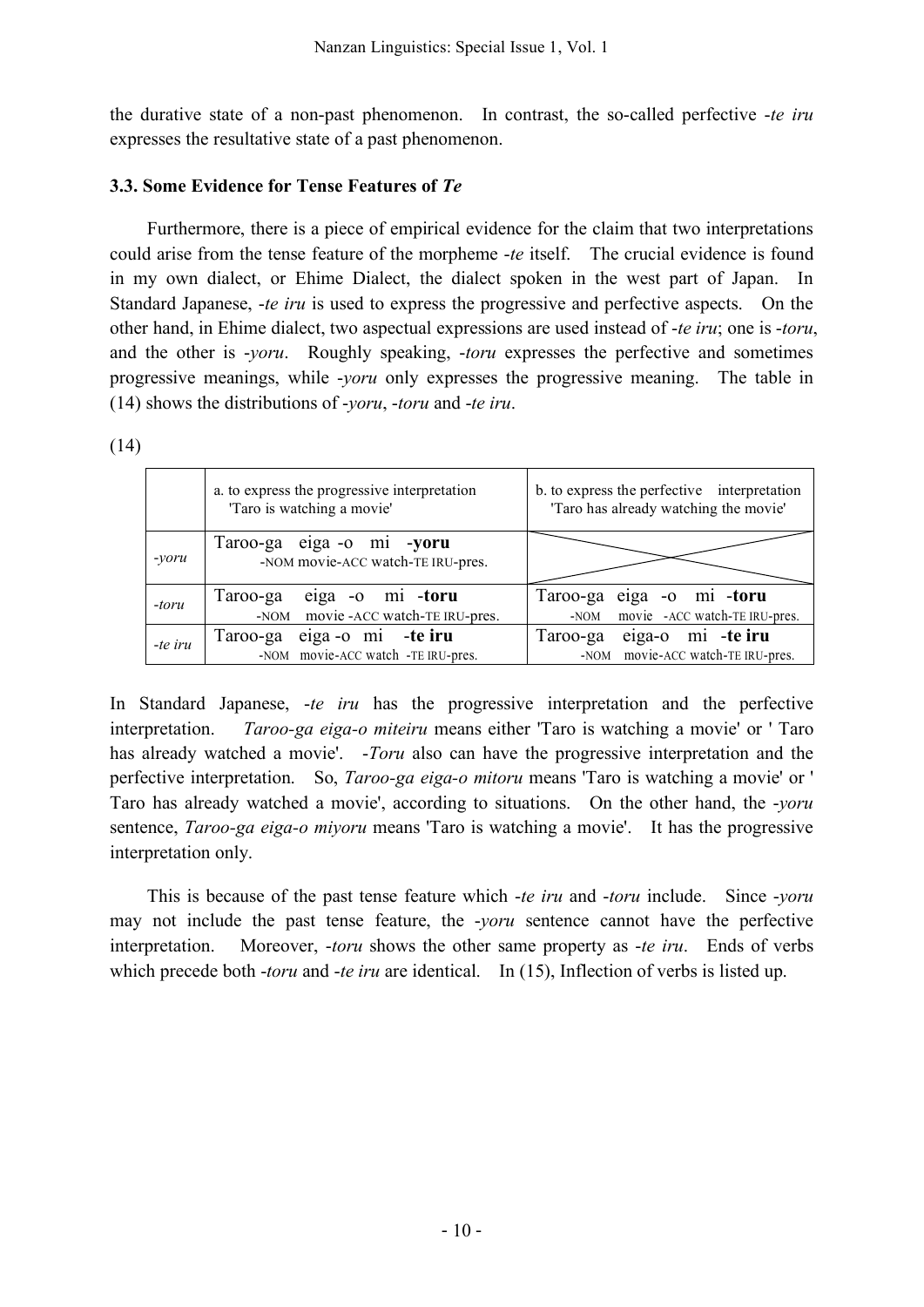the durative state of a non-past phenomenon. In contrast, the so-called perfective *-te iru* expresses the resultative state of a past phenomenon.

### 3.3. Some Evidence for Tense Features of *Te*

Furthermore, there is a piece of empirical evidence for the claim that two interpretations could arise from the tense feature of the morpheme *-te* itself. The crucial evidence is found in my own dialect, or Ehime Dialect, the dialect spoken in the west part of Japan. In Standard Japanese, *-te iru* is used to express the progressive and perfective aspects. On the other hand, in Ehime dialect, two aspectual expressions are used instead of *-te iru*; one is *-toru*, and the other is *-yoru*. Roughly speaking, *-toru* expresses the perfective and sometimes progressive meanings, while *-yoru* only expresses the progressive meaning. The table in (14) shows the distributions of *-yoru*, *-toru* and *-te iru*.

(14)

| | a. to express the progressive interpretation 'Taro is watching a movie' | b. to express the perfective interpretation 'Taro has already watching the movie' |
|---|---|---|
| *-yoru* | Taroo-ga eiga -o mi **-yoru**<br>-NOM movie-ACC watch-TE IRU-pres. | |
| *-toru* | Taroo-ga eiga -o mi **-toru**<br>-NOM movie -ACC watch-TE IRU-pres. | Taroo-ga eiga -o mi **-toru**<br>-NOM movie -ACC watch-TE IRU-pres. |
| *-te iru* | Taroo-ga eiga -o mi **-te iru**<br>-NOM movie-ACC watch -TE IRU-pres. | Taroo-ga eiga-o mi **-te iru**<br>-NOM movie-ACC watch-TE IRU-pres. |

In Standard Japanese, *-te iru* has the progressive interpretation and the perfective interpretation. *Taroo-ga eiga-o miteiru* means either 'Taro is watching a movie' or ' Taro has already watched a movie'. *-Toru* also can have the progressive interpretation and the perfective interpretation. So, *Taroo-ga eiga-o mitoru* means 'Taro is watching a movie' or ' Taro has already watched a movie', according to situations. On the other hand, the *-yoru* sentence, *Taroo-ga eiga-o miyoru* means 'Taro is watching a movie'. It has the progressive interpretation only.

This is because of the past tense feature which *-te iru* and *-toru* include. Since *-yoru* may not include the past tense feature, the *-yoru* sentence cannot have the perfective interpretation. Moreover, *-toru* shows the other same property as *-te iru*. Ends of verbs which precede both *-toru* and *-te iru* are identical. In (15), Inflection of verbs is listed up.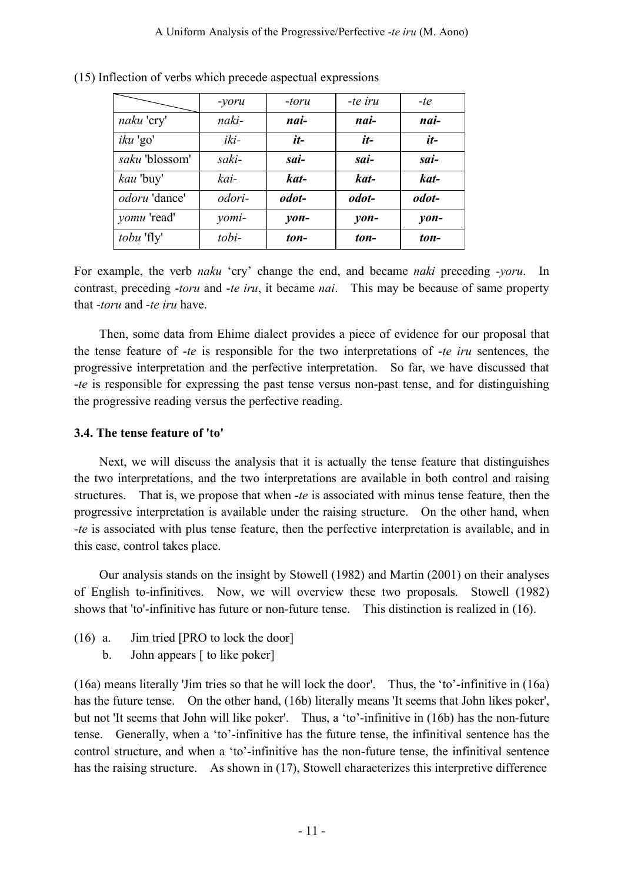(15) Inflection of verbs which precede aspectual expressions

| | *-yoru* | *-toru* | *-te iru* | *-te* |
|---|---|---|---|---|
| *naku* 'cry' | *naki-* | ***nai-*** | ***nai-*** | ***nai-*** |
| *iku* 'go' | *iki-* | ***it-*** | ***it-*** | ***it-*** |
| *saku* 'blossom' | *saki-* | ***sai-*** | ***sai-*** | ***sai-*** |
| *kau* 'buy' | *kai-* | ***kat-*** | ***kat-*** | ***kat-*** |
| *odoru* 'dance' | *odori-* | ***odot-*** | ***odot-*** | ***odot-*** |
| *yomu* 'read' | *yomi-* | ***yon-*** | ***yon-*** | ***yon-*** |
| *tobu* 'fly' | *tobi-* | ***ton-*** | ***ton-*** | ***ton-*** |

For example, the verb *naku* 'cry' change the end, and became *naki* preceding *-yoru*. In contrast, preceding *-toru* and *-te iru*, it became *nai*. This may be because of same property that *-toru* and *-te iru* have.

Then, some data from Ehime dialect provides a piece of evidence for our proposal that the tense feature of *-te* is responsible for the two interpretations of *-te iru* sentences, the progressive interpretation and the perfective interpretation. So far, we have discussed that *-te* is responsible for expressing the past tense versus non-past tense, and for distinguishing the progressive reading versus the perfective reading.

### 3.4. The tense feature of 'to'

Next, we will discuss the analysis that it is actually the tense feature that distinguishes the two interpretations, and the two interpretations are available in both control and raising structures. That is, we propose that when *-te* is associated with minus tense feature, then the progressive interpretation is available under the raising structure. On the other hand, when *-te* is associated with plus tense feature, then the perfective interpretation is available, and in this case, control takes place.

Our analysis stands on the insight by Stowell (1982) and Martin (2001) on their analyses of English to-infinitives. Now, we will overview these two proposals. Stowell (1982) shows that 'to'-infinitive has future or non-future tense. This distinction is realized in (16).

(16) a. Jim tried [PRO to lock the door]
     b. John appears [ to like poker]

(16a) means literally 'Jim tries so that he will lock the door'. Thus, the 'to'-infinitive in (16a) has the future tense. On the other hand, (16b) literally means 'It seems that John likes poker', but not 'It seems that John will like poker'. Thus, a 'to'-infinitive in (16b) has the non-future tense. Generally, when a 'to'-infinitive has the future tense, the infinitival sentence has the control structure, and when a 'to'-infinitive has the non-future tense, the infinitival sentence has the raising structure. As shown in (17), Stowell characterizes this interpretive difference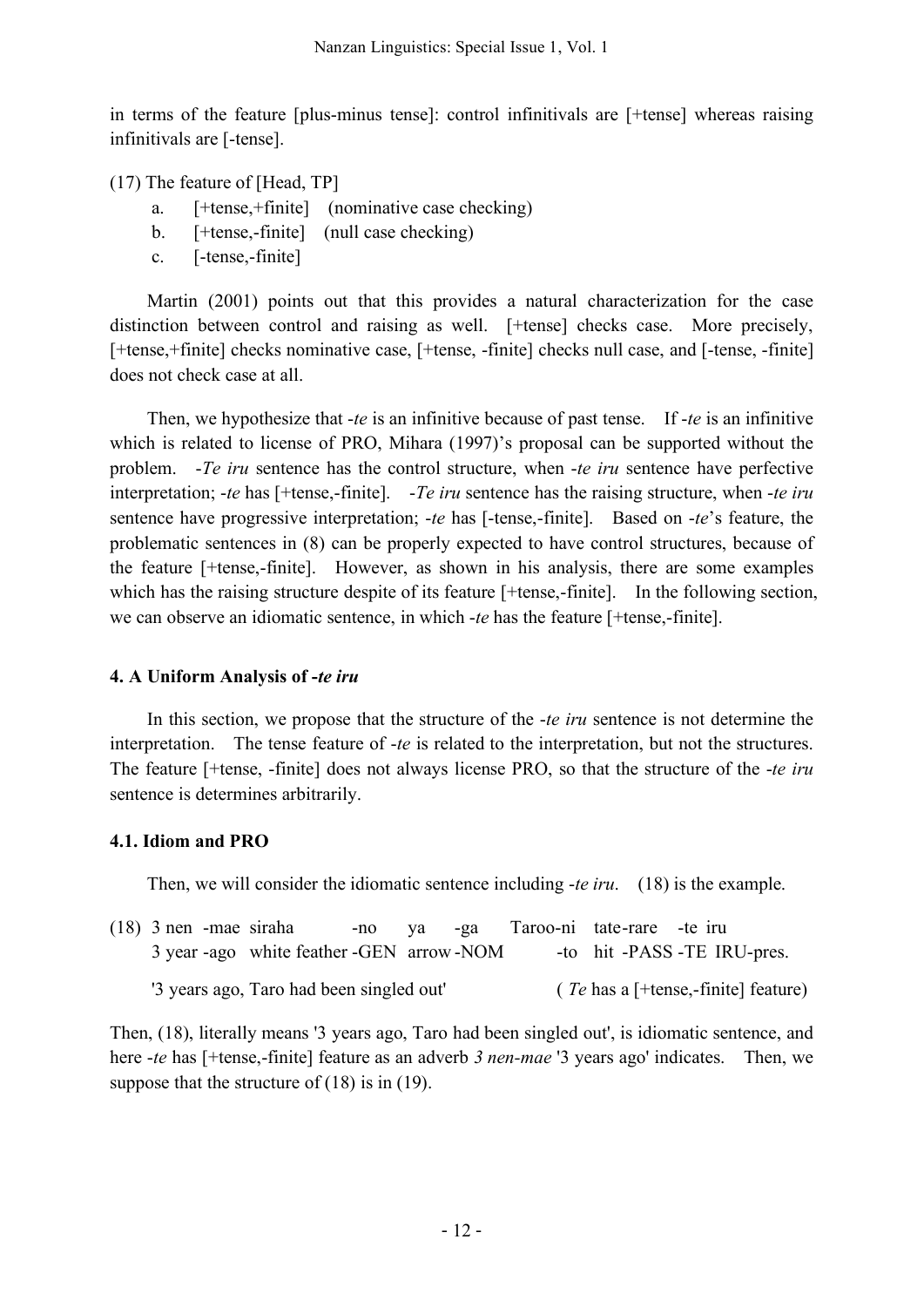in terms of the feature [plus-minus tense]: control infinitivals are [+tense] whereas raising infinitivals are [-tense].

(17) The feature of [Head, TP]

a. [+tense,+finite] (nominative case checking)

b. [+tense,-finite] (null case checking)

c. [-tense,-finite]

Martin (2001) points out that this provides a natural characterization for the case distinction between control and raising as well. [+tense] checks case. More precisely, [+tense,+finite] checks nominative case, [+tense, -finite] checks null case, and [-tense, -finite] does not check case at all.

Then, we hypothesize that *-te* is an infinitive because of past tense. If *-te* is an infinitive which is related to license of PRO, Mihara (1997)'s proposal can be supported without the problem. *-Te iru* sentence has the control structure, when *-te iru* sentence have perfective interpretation; *-te* has [+tense,-finite]. *-Te iru* sentence has the raising structure, when *-te iru* sentence have progressive interpretation; *-te* has [-tense,-finite]. Based on *-te*'s feature, the problematic sentences in (8) can be properly expected to have control structures, because of the feature [+tense,-finite]. However, as shown in his analysis, there are some examples which has the raising structure despite of its feature [+tense,-finite]. In the following section, we can observe an idiomatic sentence, in which *-te* has the feature [+tense,-finite].

## 4. A Uniform Analysis of *-te iru*

In this section, we propose that the structure of the *-te iru* sentence is not determine the interpretation. The tense feature of *-te* is related to the interpretation, but not the structures. The feature [+tense, -finite] does not always license PRO, so that the structure of the *-te iru* sentence is determines arbitrarily.

### 4.1. Idiom and PRO

Then, we will consider the idiomatic sentence including *-te iru*. (18) is the example.

(18) 3 nen -mae siraha -no ya -ga Taroo-ni tate-rare -te iru
 3 year -ago white feather -GEN arrow -NOM -to hit -PASS -TE IRU-pres.

'3 years ago, Taro had been singled out' ( *Te* has a [+tense,-finite] feature)

Then, (18), literally means '3 years ago, Taro had been singled out', is idiomatic sentence, and here *-te* has [+tense,-finite] feature as an adverb *3 nen-mae* '3 years ago' indicates. Then, we suppose that the structure of (18) is in (19).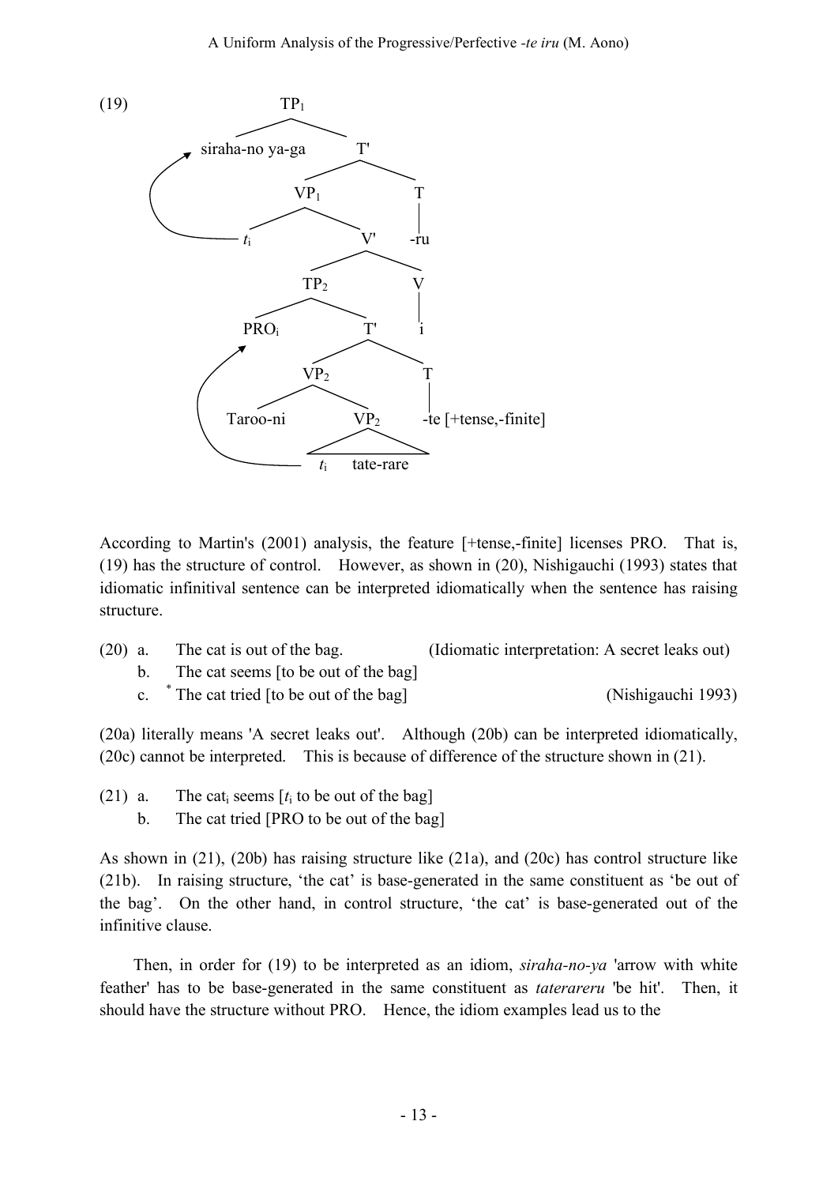(19) [TP₁ siraha-no ya-ga [T' [VP₁ $t_i$ [V' [TP₂ PRO$_i$ [T' [VP₂ Taroo-ni [VP₂ $t_i$ tate-rare]] [T -te [+tense,-finite]]]] [V i]]] [T -ru]]]

According to Martin's (2001) analysis, the feature [+tense,-finite] licenses PRO. That is, (19) has the structure of control. However, as shown in (20), Nishigauchi (1993) states that idiomatic infinitival sentence can be interpreted idiomatically when the sentence has raising structure.

(20) a. The cat is out of the bag. (Idiomatic interpretation: A secret leaks out)
b. The cat seems [to be out of the bag]
c. * The cat tried [to be out of the bag] (Nishigauchi 1993)

(20a) literally means 'A secret leaks out'. Although (20b) can be interpreted idiomatically, (20c) cannot be interpreted. This is because of difference of the structure shown in (21).

(21) a. The cat$_i$ seems [$t_i$ to be out of the bag]
b. The cat tried [PRO to be out of the bag]

As shown in (21), (20b) has raising structure like (21a), and (20c) has control structure like (21b). In raising structure, 'the cat' is base-generated in the same constituent as 'be out of the bag'. On the other hand, in control structure, 'the cat' is base-generated out of the infinitive clause.

Then, in order for (19) to be interpreted as an idiom, *siraha-no-ya* 'arrow with white feather' has to be base-generated in the same constituent as *taterareru* 'be hit'. Then, it should have the structure without PRO. Hence, the idiom examples lead us to the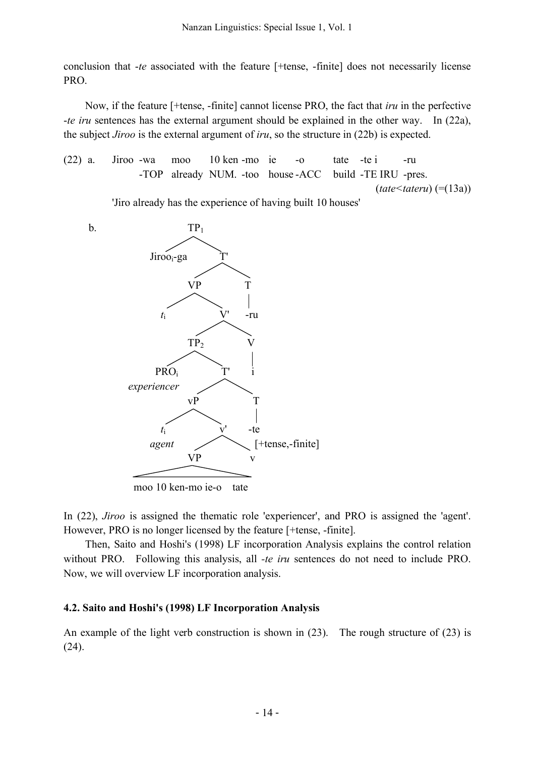conclusion that *-te* associated with the feature [+tense, -finite] does not necessarily license PRO.

Now, if the feature [+tense, -finite] cannot license PRO, the fact that *iru* in the perfective *-te iru* sentences has the external argument should be explained in the other way. In (22a), the subject *Jiroo* is the external argument of *iru*, so the structure in (22b) is expected.

(22) a. Jiroo -wa moo 10 ken -mo ie -o tate -te i -ru
 -TOP already NUM. -too house -ACC build -TE IRU -pres.
 (*tate*<*tateru*) (=(13a))

'Jiro already has the experience of having built 10 houses'

b.

```
[TP1 Jiroo_i-ga
     [T' [VP t_i
            [V' [TP2 PRO_i (experiencer)
                    [T' [vP t_i (agent)
                           [v' [VP moo 10 ken-mo ie-o tate ] v ] ]
                        [T -te [+tense,-finite] ] ] ]
                [V i ] ] ]
         [T -ru ] ] ]
```

In (22), *Jiroo* is assigned the thematic role 'experiencer', and PRO is assigned the 'agent'. However, PRO is no longer licensed by the feature [+tense, -finite].

Then, Saito and Hoshi's (1998) LF incorporation Analysis explains the control relation without PRO. Following this analysis, all *-te iru* sentences do not need to include PRO. Now, we will overview LF incorporation analysis.

### 4.2. Saito and Hoshi's (1998) LF Incorporation Analysis

An example of the light verb construction is shown in (23). The rough structure of (23) is (24).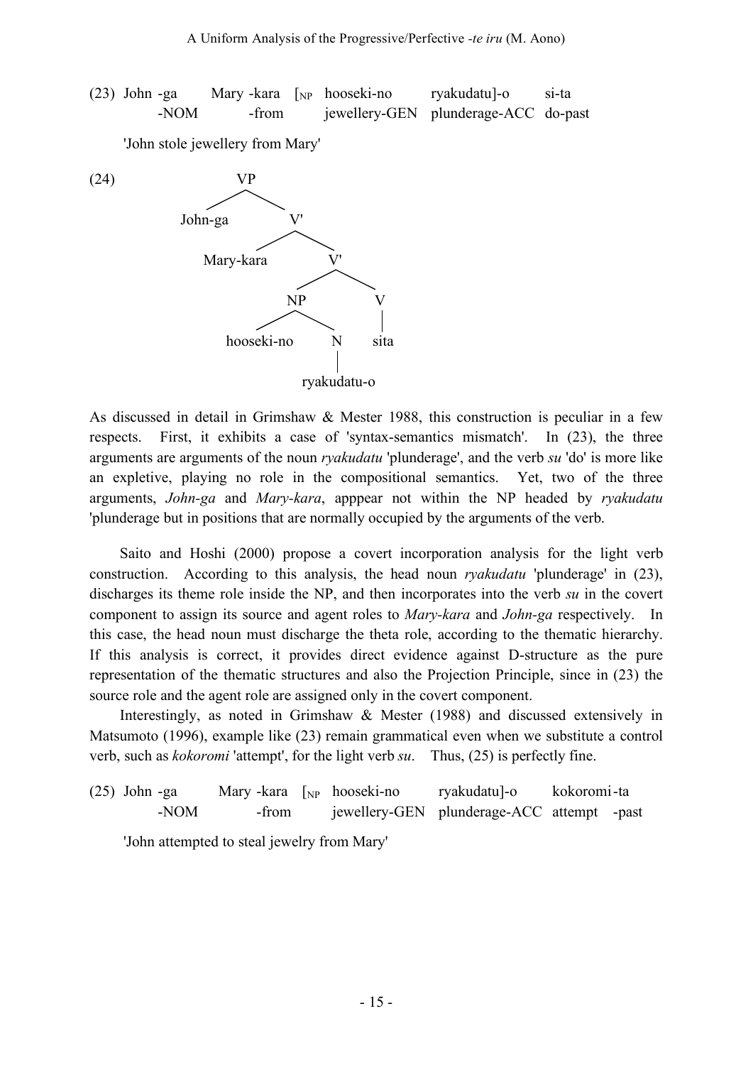(23) John -ga Mary -kara [$_{NP}$ hooseki-no ryakudatu]-o si-ta
     -NOM -from jewellery-GEN plunderage-ACC do-past

'John stole jewellery from Mary'

(24)

```
              VP
           /      \
      John-ga      V'
                 /    \
          Mary-kara    V'
                     /    \
                   NP      V
                 /    \    |
         hooseki-no    N   sita
                       |
                  ryakudatu-o
```

As discussed in detail in Grimshaw & Mester 1988, this construction is peculiar in a few respects. First, it exhibits a case of 'syntax-semantics mismatch'. In (23), the three arguments are arguments of the noun *ryakudatu* 'plunderage', and the verb *su* 'do' is more like an expletive, playing no role in the compositional semantics. Yet, two of the three arguments, *John-ga* and *Mary-kara*, apppear not within the NP headed by *ryakudatu* 'plunderage but in positions that are normally occupied by the arguments of the verb.

Saito and Hoshi (2000) propose a covert incorporation analysis for the light verb construction. According to this analysis, the head noun *ryakudatu* 'plunderage' in (23), discharges its theme role inside the NP, and then incorporates into the verb *su* in the covert component to assign its source and agent roles to *Mary-kara* and *John-ga* respectively. In this case, the head noun must discharge the theta role, according to the thematic hierarchy. If this analysis is correct, it provides direct evidence against D-structure as the pure representation of the thematic structures and also the Projection Principle, since in (23) the source role and the agent role are assigned only in the covert component.

Interestingly, as noted in Grimshaw & Mester (1988) and discussed extensively in Matsumoto (1996), example like (23) remain grammatical even when we substitute a control verb, such as *kokoromi* 'attempt', for the light verb *su*. Thus, (25) is perfectly fine.

(25) John -ga Mary -kara [$_{NP}$ hooseki-no ryakudatu]-o kokoromi-ta
     -NOM -from jewellery-GEN plunderage-ACC attempt -past

'John attempted to steal jewelry from Mary'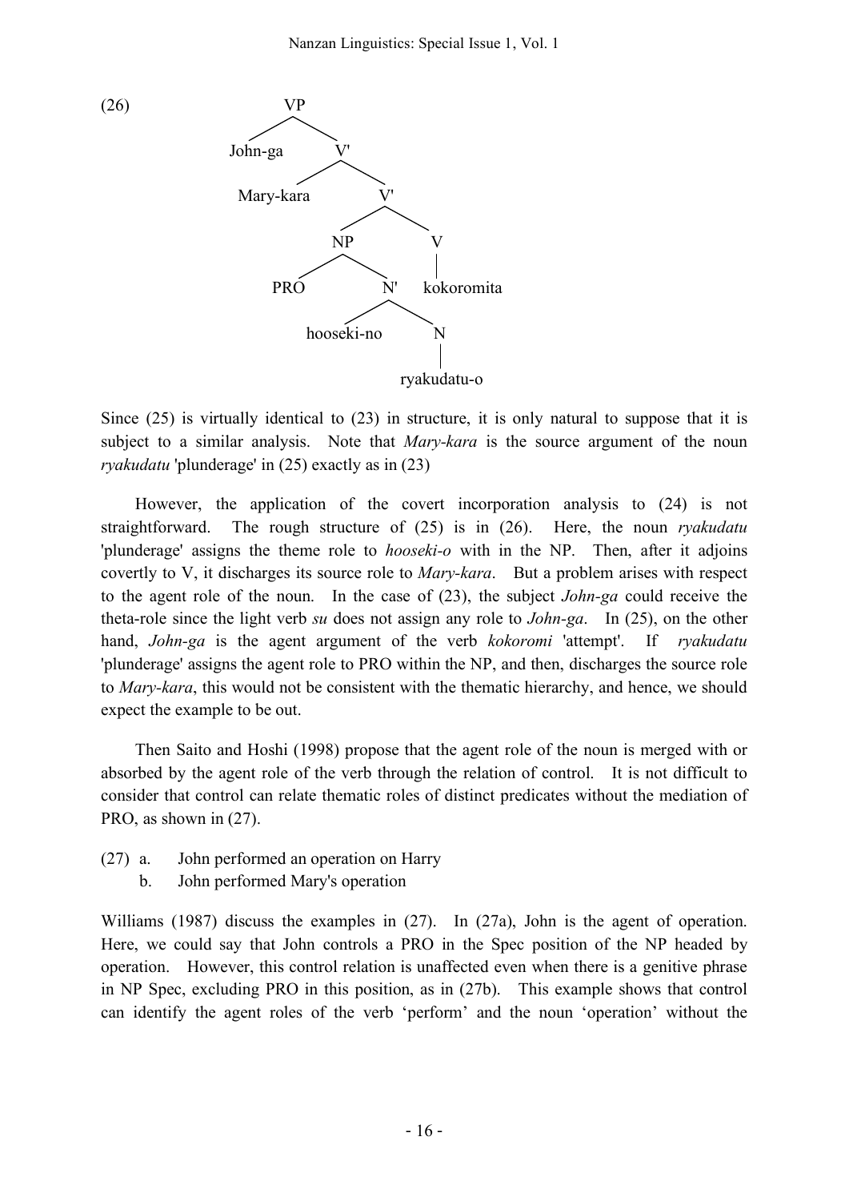(26)

```
                VP
              /    \
        John-ga     V'
                  /    \
          Mary-kara     V'
                      /    \
                    NP      V
                  /    \    |
               PRO      N'  kokoromita
                      /    \
              hooseki-no    N
                            |
                        ryakudatu-o
```

Since (25) is virtually identical to (23) in structure, it is only natural to suppose that it is subject to a similar analysis. Note that *Mary-kara* is the source argument of the noun *ryakudatu* 'plunderage' in (25) exactly as in (23)

However, the application of the covert incorporation analysis to (24) is not straightforward. The rough structure of (25) is in (26). Here, the noun *ryakudatu* 'plunderage' assigns the theme role to *hooseki-o* with in the NP. Then, after it adjoins covertly to V, it discharges its source role to *Mary-kara*. But a problem arises with respect to the agent role of the noun. In the case of (23), the subject *John-ga* could receive the theta-role since the light verb *su* does not assign any role to *John-ga*. In (25), on the other hand, *John-ga* is the agent argument of the verb *kokoromi* 'attempt'. If *ryakudatu* 'plunderage' assigns the agent role to PRO within the NP, and then, discharges the source role to *Mary-kara*, this would not be consistent with the thematic hierarchy, and hence, we should expect the example to be out.

Then Saito and Hoshi (1998) propose that the agent role of the noun is merged with or absorbed by the agent role of the verb through the relation of control. It is not difficult to consider that control can relate thematic roles of distinct predicates without the mediation of PRO, as shown in (27).

(27) a. John performed an operation on Harry
 b. John performed Mary's operation

Williams (1987) discuss the examples in (27). In (27a), John is the agent of operation. Here, we could say that John controls a PRO in the Spec position of the NP headed by operation. However, this control relation is unaffected even when there is a genitive phrase in NP Spec, excluding PRO in this position, as in (27b). This example shows that control can identify the agent roles of the verb 'perform' and the noun 'operation' without the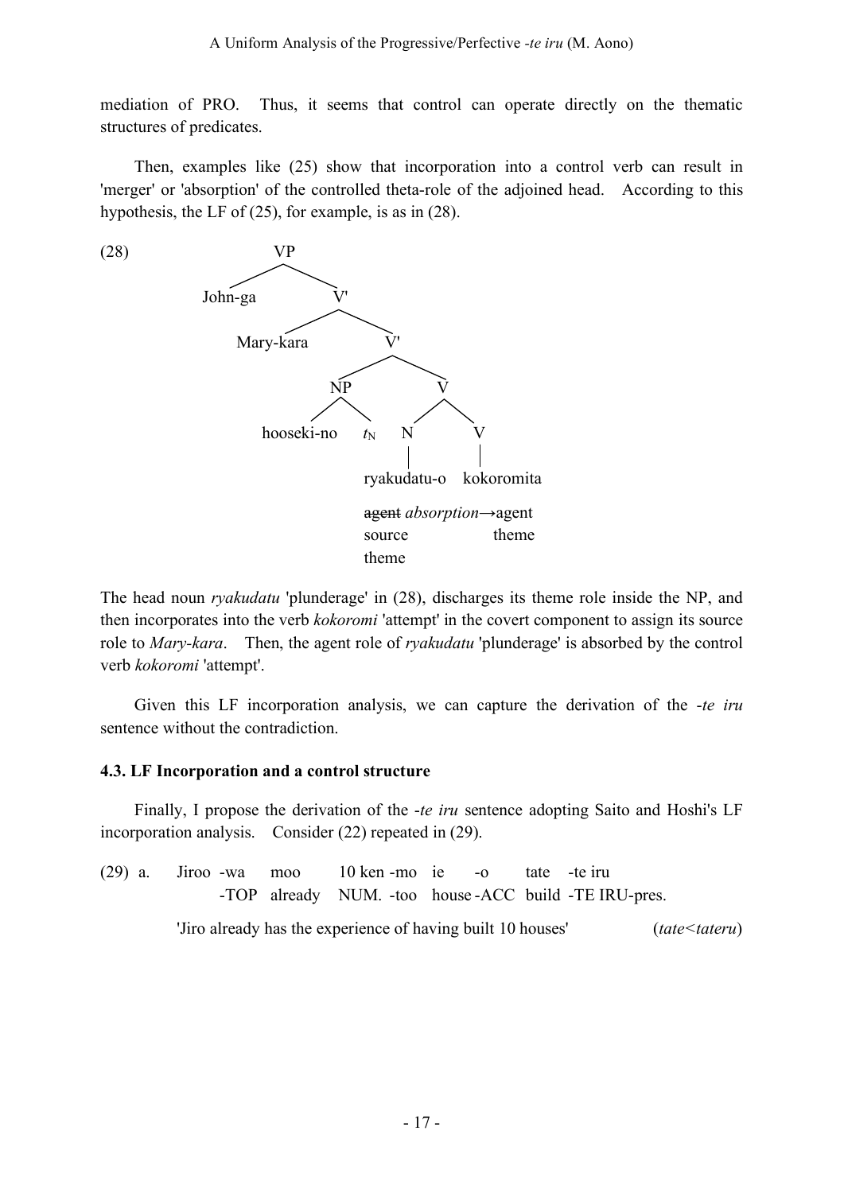mediation of PRO. Thus, it seems that control can operate directly on the thematic structures of predicates.

Then, examples like (25) show that incorporation into a control verb can result in 'merger' or 'absorption' of the controlled theta-role of the adjoined head. According to this hypothesis, the LF of (25), for example, is as in (28).

(28)

```
VP
├── John-ga
└── V'
    ├── Mary-kara
    └── V'
        ├── NP
        │   ├── hooseki-no
        │   └── t_N
        └── V
            ├── N
            │   └── ryakudatu-o
            └── V
                └── kokoromita

ryakudatu-o: ~~agent~~ absorption→ kokoromita: agent
             source                            theme
             theme
```

The head noun *ryakudatu* 'plunderage' in (28), discharges its theme role inside the NP, and then incorporates into the verb *kokoromi* 'attempt' in the covert component to assign its source role to *Mary-kara*. Then, the agent role of *ryakudatu* 'plunderage' is absorbed by the control verb *kokoromi* 'attempt'.

Given this LF incorporation analysis, we can capture the derivation of the *-te iru* sentence without the contradiction.

### 4.3. LF Incorporation and a control structure

Finally, I propose the derivation of the *-te iru* sentence adopting Saito and Hoshi's LF incorporation analysis. Consider (22) repeated in (29).

(29) a. Jiroo -wa moo 10 ken -mo ie -o tate -te iru
-TOP already NUM. -too house -ACC build -TE IRU-pres.

'Jiro already has the experience of having built 10 houses' (*tate<tateru*)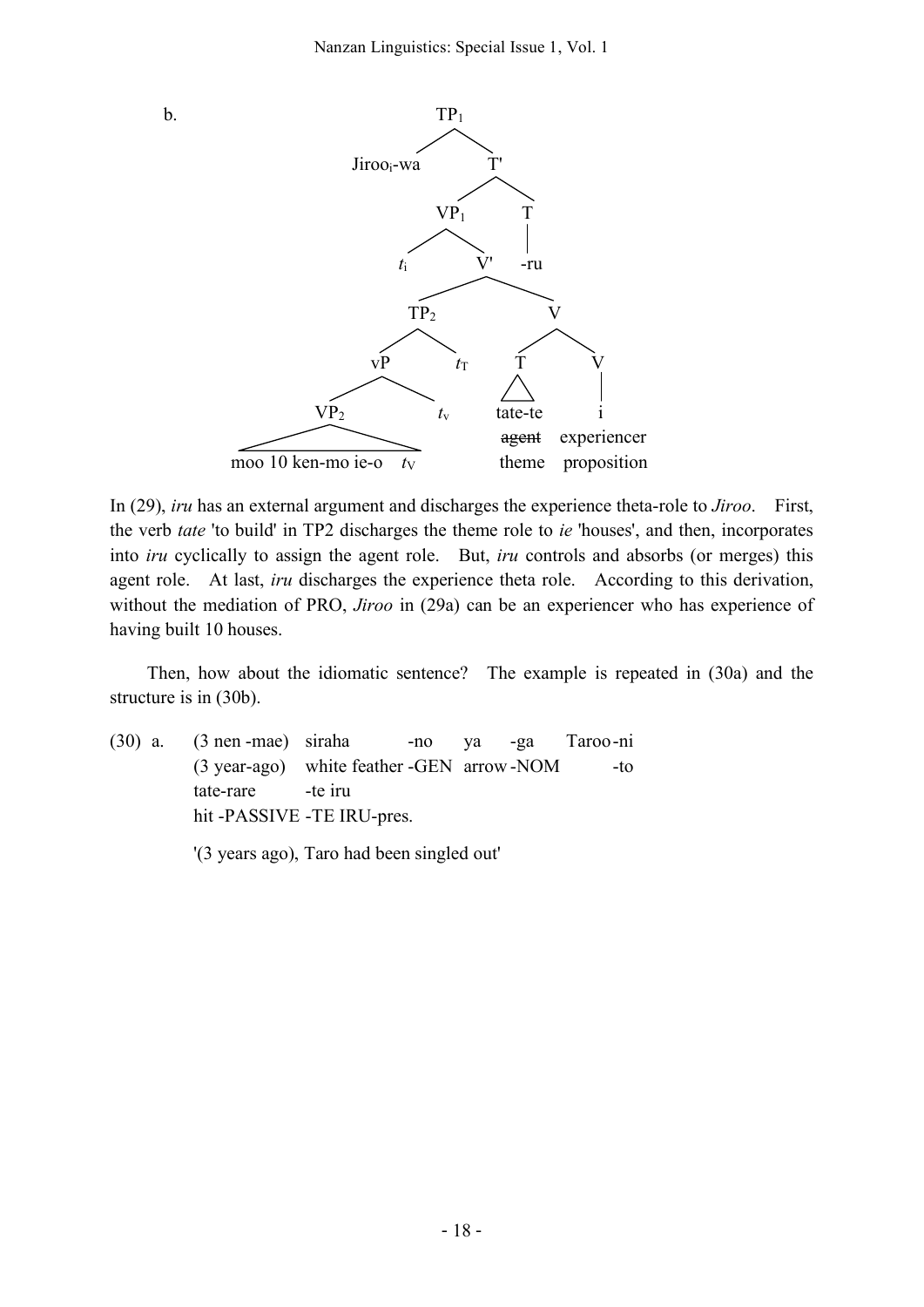b.

```
                              TP1
                            /     \
                   Jirooi-wa       T'
                                 /    \
                              VP1      T
                             /   \     |
                           ti     V'   -ru
                                /    \
                             TP2       V
                            /   \     /  \
                          vP    tT   T    V
                         /  \        |    |
                      VP2    tv   tate-te  i
                       |          agent   experiencer
          moo 10 ken-mo ie-o tV   theme   proposition
```

In (29), *iru* has an external argument and discharges the experience theta-role to *Jiroo*. First, the verb *tate* 'to build' in TP2 discharges the theme role to *ie* 'houses', and then, incorporates into *iru* cyclically to assign the agent role. But, *iru* controls and absorbs (or merges) this agent role. At last, *iru* discharges the experience theta role. According to this derivation, without the mediation of PRO, *Jiroo* in (29a) can be an experiencer who has experience of having built 10 houses.

Then, how about the idiomatic sentence? The example is repeated in (30a) and the structure is in (30b).

(30) a. (3 nen -mae) siraha -no ya -ga Taroo-ni
(3 year-ago) white feather -GEN arrow-NOM -to
tate-rare -te iru
hit -PASSIVE -TE IRU-pres.

'(3 years ago), Taro had been singled out'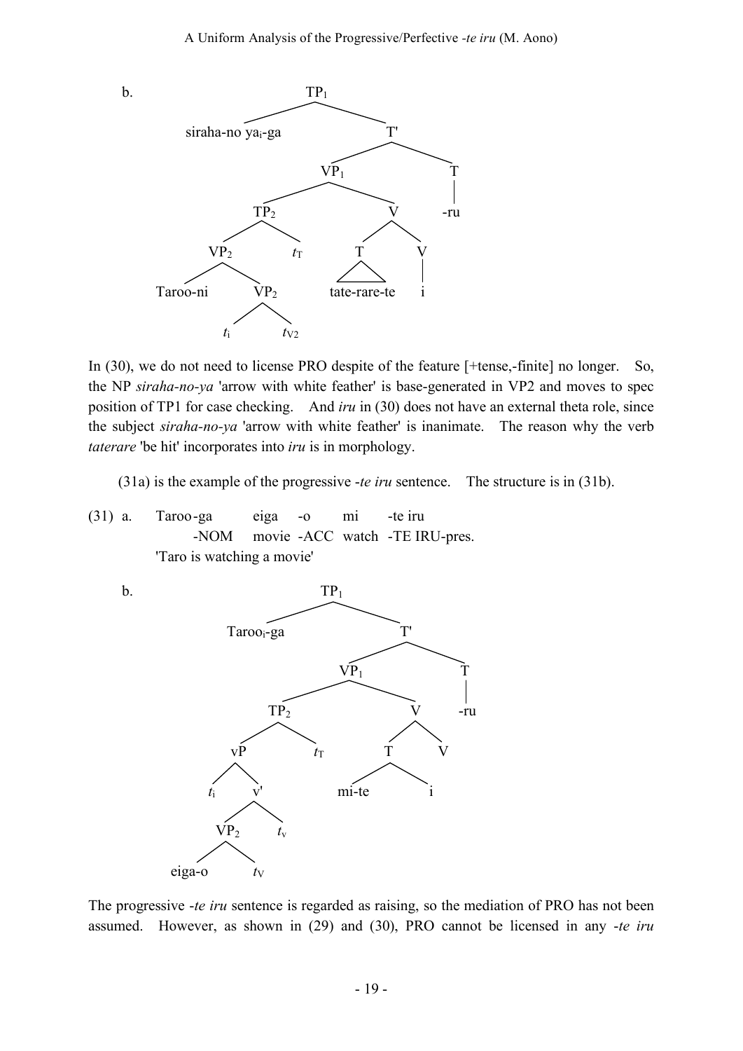b.

```
                                TP1
                    ___________/   \___________
        siraha-no yai-ga                       T'
                                       _______/ \_______
                                    VP1                 T
                              _____/   \_____           |
                           TP2               V         -ru
                         /     \           /   \
                      VP2       tT        T     V
                     /   \               / \    |
               Taroo-ni   VP2      tate-rare-te i
                         /   \
                        ti    tV2
```

In (30), we do not need to license PRO despite of the feature [+tense,-finite] no longer. So, the NP *siraha-no-ya* 'arrow with white feather' is base-generated in VP2 and moves to spec position of TP1 for case checking. And *iru* in (30) does not have an external theta role, since the subject *siraha-no-ya* 'arrow with white feather' is inanimate. The reason why the verb *taterare* 'be hit' incorporates into *iru* is in morphology.

(31a) is the example of the progressive *-te iru* sentence. The structure is in (31b).

(31) a. Taroo-ga eiga -o mi -te iru
-NOM movie -ACC watch -TE IRU-pres.
'Taro is watching a movie'

b.

```
                                TP1
                         ______/   \______
                  Tarooi-ga               T'
                                   ______/ \______
                                VP1               T
                          _____/   \_____         |
                       TP2               V       -ru
                      /   \            /   \
                    vP     tT         T     V
                   /  \             /   \
                 ti    v'         mi-te  i
                      /  \
                   VP2    tv
                  /   \
             eiga-o    tV
```

The progressive *-te iru* sentence is regarded as raising, so the mediation of PRO has not been assumed. However, as shown in (29) and (30), PRO cannot be licensed in any *-te iru*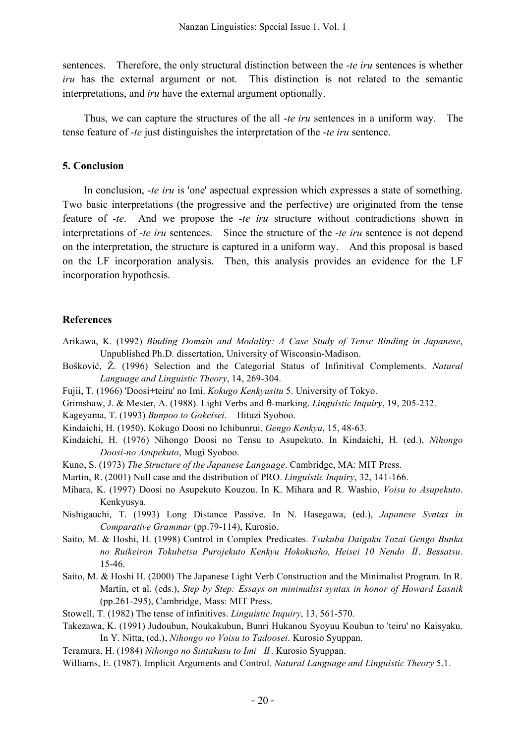sentences. Therefore, the only structural distinction between the *-te iru* sentences is whether *iru* has the external argument or not. This distinction is not related to the semantic interpretations, and *iru* have the external argument optionally.

Thus, we can capture the structures of the all *-te iru* sentences in a uniform way. The tense feature of *-te* just distinguishes the interpretation of the *-te iru* sentence.

## 5. Conclusion

In conclusion, *-te iru* is 'one' aspectual expression which expresses a state of something. Two basic interpretations (the progressive and the perfective) are originated from the tense feature of *-te*. And we propose the *-te iru* structure without contradictions shown in interpretations of *-te iru* sentences. Since the structure of the *-te iru* sentence is not depend on the interpretation, the structure is captured in a uniform way. And this proposal is based on the LF incorporation analysis. Then, this analysis provides an evidence for the LF incorporation hypothesis.

## References

Arikawa, K. (1992) *Binding Domain and Modality: A Case Study of Tense Binding in Japanese*, Unpublished Ph.D. dissertation, University of Wisconsin-Madison.

Bošković, Ž. (1996) Selection and the Categorial Status of Infinitival Complements. *Natural Language and Linguistic Theory*, 14, 269-304.

Fujii, T. (1966) 'Doosi+teiru' no Imi. *Kokugo Kenkyusitu* 5. University of Tokyo.

Grimshaw, J. & Mester, A. (1988). Light Verbs and θ-marking. *Linguistic Inquiry*, 19, 205-232.

Kageyama, T. (1993) *Bunpoo to Gokeisei*. Hituzi Syoboo.

Kindaichi, H. (1950). Kokugo Doosi no Ichibunrui. *Gengo Kenkyu*, 15, 48-63.

Kindaichi, H. (1976) Nihongo Doosi no Tensu to Asupekuto. In Kindaichi, H. (ed.), *Nihongo Doosi-no Asupekuto*, Mugi Syoboo.

Kuno, S. (1973) *The Structure of the Japanese Language*. Cambridge, MA: MIT Press.

Martin, R. (2001) Null case and the distribution of PRO. *Linguistic Inquiry*, 32, 141-166.

Mihara, K. (1997) Doosi no Asupekuto Kouzou. In K. Mihara and R. Washio, *Voisu to Asupekuto*. Kenkyusya.

Nishigauchi, T. (1993) Long Distance Passive. In N. Hasegawa, (ed.), *Japanese Syntax in Comparative Grammar* (pp.79-114), Kurosio.

Saito, M. & Hoshi, H. (1998) Control in Complex Predicates. *Tsukuba Daigaku Tozai Gengo Bunka no Ruikeiron Tokubetsu Purojekuto Kenkyu Hokokusho, Heisei 10 Nendo Ⅱ, Bessatsu*. 15-46.

Saito, M. & Hoshi H. (2000) The Japanese Light Verb Construction and the Minimalist Program. In R. Martin, et al. (eds.), *Step by Step: Essays on minimalist syntax in honor of Howard Lasnik* (pp.261-295), Cambridge, Mass: MIT Press.

Stowell, T. (1982) The tense of infinitives. *Linguistic Inquiry*, 13, 561-570.

Takezawa, K. (1991) Judoubun, Noukakubun, Bunri Hukanou Syoyuu Koubun to 'teiru' no Kaisyaku. In Y. Nitta, (ed.), *Nihongo no Voisu to Tadoosei*. Kurosio Syuppan.

Teramura, H. (1984) *Nihongo no Sintakusu to Imi Ⅱ*. Kurosio Syuppan.

Williams, E. (1987). Implicit Arguments and Control. *Natural Language and Linguistic Theory* 5.1.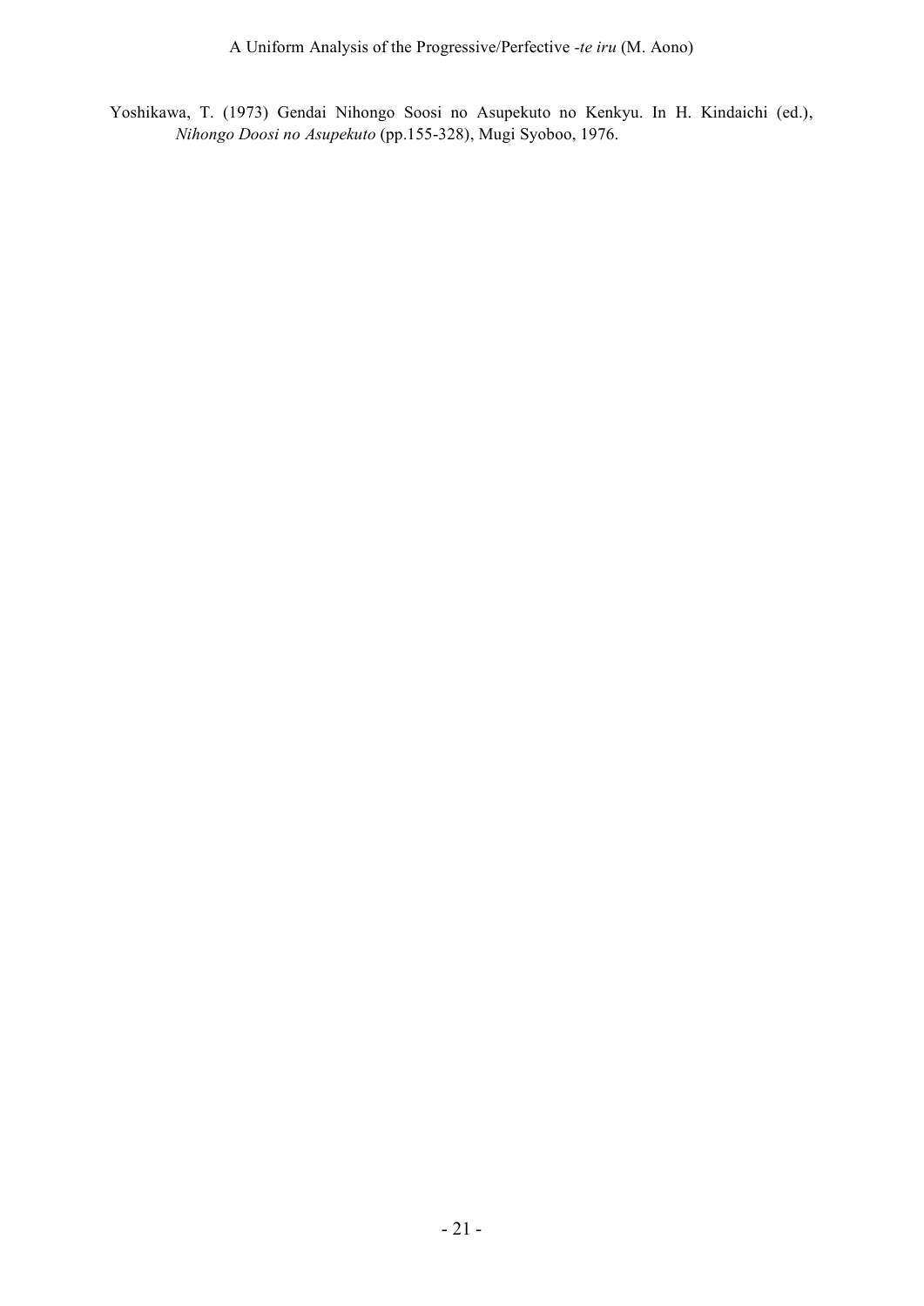Yoshikawa, T. (1973) Gendai Nihongo Soosi no Asupekuto no Kenkyu. In H. Kindaichi (ed.), *Nihongo Doosi no Asupekuto* (pp.155-328), Mugi Syoboo, 1976.